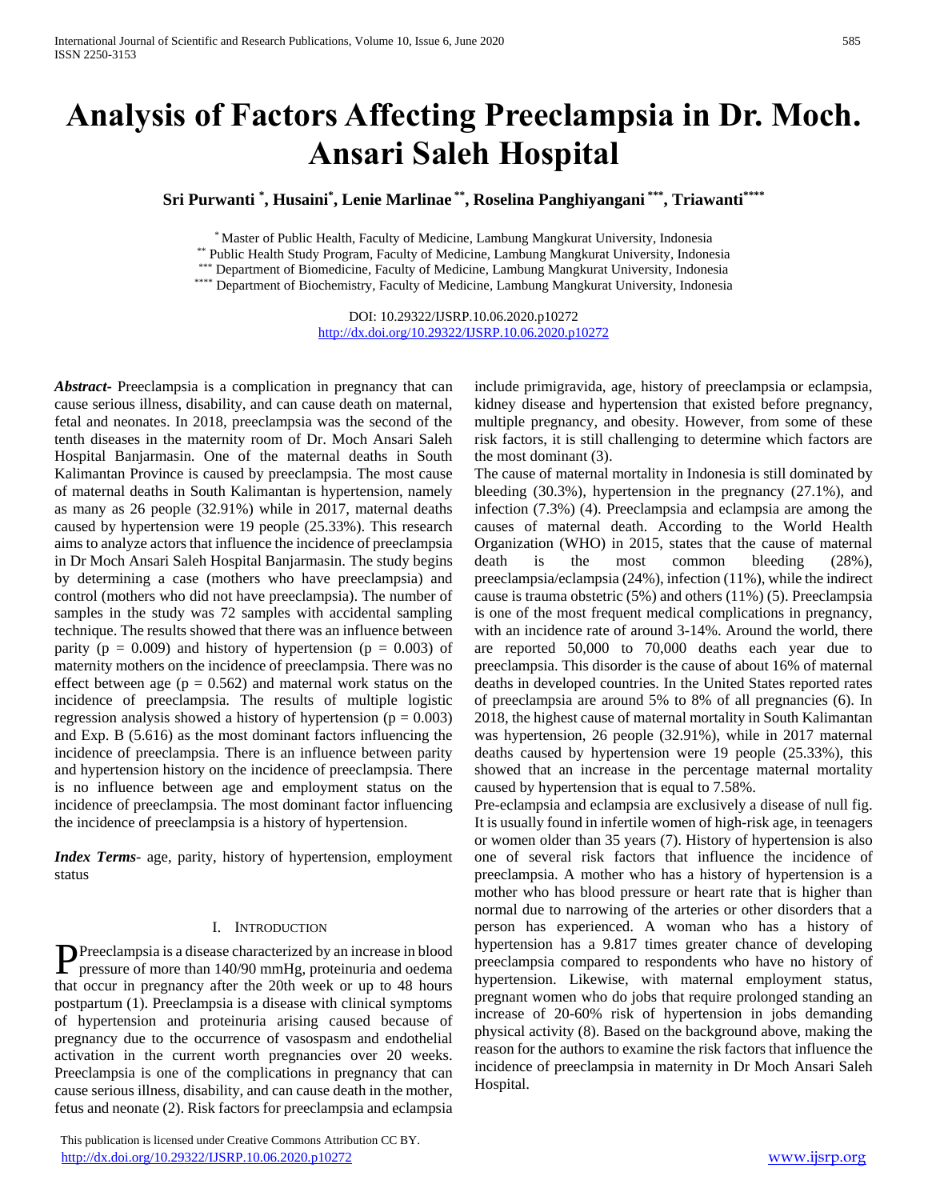# Analysis of Factors Affecting Preeclampsia in Dr. Moch. Ansari Saleh Hospital

**Sri Purwanti [*], Husaini[*], Lenie Marlinae [**], Roselina Panghiyangani [***], Triawanti[****]**

[*] Master of Public Health, Faculty of Medicine, Lambung Mangkurat University, Indonesia
[**] Public Health Study Program, Faculty of Medicine, Lambung Mangkurat University, Indonesia
[***] Department of Biomedicine, Faculty of Medicine, Lambung Mangkurat University, Indonesia
[****] Department of Biochemistry, Faculty of Medicine, Lambung Mangkurat University, Indonesia

DOI: 10.29322/IJSRP.10.06.2020.p10272
http://dx.doi.org/10.29322/IJSRP.10.06.2020.p10272

***Abstract***- Preeclampsia is a complication in pregnancy that can cause serious illness, disability, and can cause death on maternal, fetal and neonates. In 2018, preeclampsia was the second of the tenth diseases in the maternity room of Dr. Moch Ansari Saleh Hospital Banjarmasin. One of the maternal deaths in South Kalimantan Province is caused by preeclampsia. The most cause of maternal deaths in South Kalimantan is hypertension, namely as many as 26 people (32.91%) while in 2017, maternal deaths caused by hypertension were 19 people (25.33%). This research aims to analyze actors that influence the incidence of preeclampsia in Dr Moch Ansari Saleh Hospital Banjarmasin. The study begins by determining a case (mothers who have preeclampsia) and control (mothers who did not have preeclampsia). The number of samples in the study was 72 samples with accidental sampling technique. The results showed that there was an influence between parity ($p = 0.009$) and history of hypertension ($p = 0.003$) of maternity mothers on the incidence of preeclampsia. There was no effect between age ($p = 0.562$) and maternal work status on the incidence of preeclampsia. The results of multiple logistic regression analysis showed a history of hypertension ($p = 0.003$) and Exp. B (5.616) as the most dominant factors influencing the incidence of preeclampsia. There is an influence between parity and hypertension history on the incidence of preeclampsia. There is no influence between age and employment status on the incidence of preeclampsia. The most dominant factor influencing the incidence of preeclampsia is a history of hypertension.

***Index Terms***- age, parity, history of hypertension, employment status

## I. Introduction

Preeclampsia is a disease characterized by an increase in blood pressure of more than 140/90 mmHg, proteinuria and oedema that occur in pregnancy after the 20th week or up to 48 hours postpartum (1). Preeclampsia is a disease with clinical symptoms of hypertension and proteinuria arising caused because of pregnancy due to the occurrence of vasospasm and endothelial activation in the current worth pregnancies over 20 weeks. Preeclampsia is one of the complications in pregnancy that can cause serious illness, disability, and can cause death in the mother, fetus and neonate (2). Risk factors for preeclampsia and eclampsia include primigravida, age, history of preeclampsia or eclampsia, kidney disease and hypertension that existed before pregnancy, multiple pregnancy, and obesity. However, from some of these risk factors, it is still challenging to determine which factors are the most dominant (3).

The cause of maternal mortality in Indonesia is still dominated by bleeding (30.3%), hypertension in the pregnancy (27.1%), and infection (7.3%) (4). Preeclampsia and eclampsia are among the causes of maternal death. According to the World Health Organization (WHO) in 2015, states that the cause of maternal death is the most common bleeding (28%), preeclampsia/eclampsia (24%), infection (11%), while the indirect cause is trauma obstetric (5%) and others (11%) (5). Preeclampsia is one of the most frequent medical complications in pregnancy, with an incidence rate of around 3-14%. Around the world, there are reported 50,000 to 70,000 deaths each year due to preeclampsia. This disorder is the cause of about 16% of maternal deaths in developed countries. In the United States reported rates of preeclampsia are around 5% to 8% of all pregnancies (6). In 2018, the highest cause of maternal mortality in South Kalimantan was hypertension, 26 people (32.91%), while in 2017 maternal deaths caused by hypertension were 19 people (25.33%), this showed that an increase in the percentage maternal mortality caused by hypertension that is equal to 7.58%.

Pre-eclampsia and eclampsia are exclusively a disease of null fig. It is usually found in infertile women of high-risk age, in teenagers or women older than 35 years (7). History of hypertension is also one of several risk factors that influence the incidence of preeclampsia. A mother who has a history of hypertension is a mother who has blood pressure or heart rate that is higher than normal due to narrowing of the arteries or other disorders that a person has experienced. A woman who has a history of hypertension has a 9.817 times greater chance of developing preeclampsia compared to respondents who have no history of hypertension. Likewise, with maternal employment status, pregnant women who do jobs that require prolonged standing an increase of 20-60% risk of hypertension in jobs demanding physical activity (8). Based on the background above, making the reason for the authors to examine the risk factors that influence the incidence of preeclampsia in maternity in Dr Moch Ansari Saleh Hospital.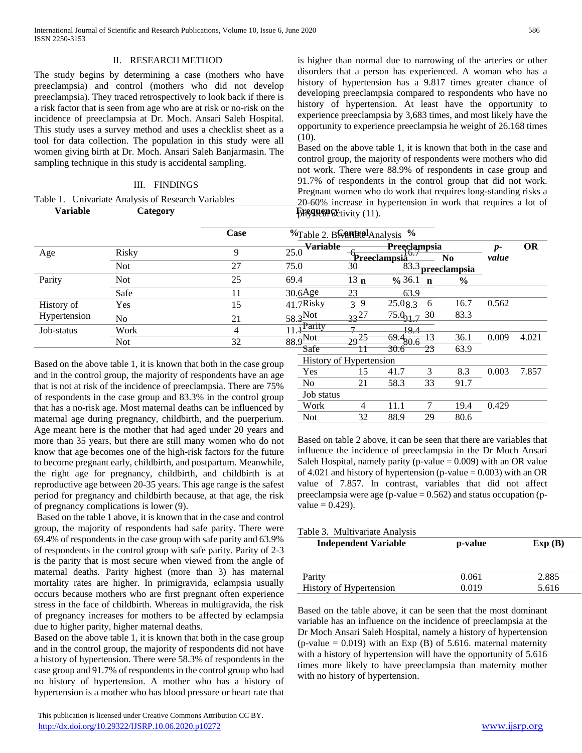## II. RESEARCH METHOD

The study begins by determining a case (mothers who have preeclampsia) and control (mothers who did not develop preeclampsia). They traced retrospectively to look back if there is a risk factor that is seen from age who are at risk or no-risk on the incidence of preeclampsia at Dr. Moch. Ansari Saleh Hospital. This study uses a survey method and uses a checklist sheet as a tool for data collection. The population in this study were all women giving birth at Dr. Moch. Ansari Saleh Banjarmasin. The sampling technique in this study is accidental sampling.

## III. FINDINGS

Table 1. Univariate Analysis of Research Variables

| Variable | Category | Frequency | | | |
|---|---|---|---|---|---|
| | | Case | % | Control | % |
| Age | Risky | 9 | 25.0 | 6 | 16.7 |
| | Not | 27 | 75.0 | 30 | 83.3 |
| Parity | Not | 25 | 69.4 | 13 | 36.1 |
| | Safe | 11 | 30.6 | 23 | 63.9 |
| History of Hypertension | Yes | 15 | 41.7 | 3 | 8.3 |
| | No | 21 | 58.3 | 33 | 91.7 |
| Job-status | Work | 4 | 11.1 | 7 | 19.4 |
| | Not | 32 | 88.9 | 29 | 80.6 |

Based on the above table 1, it is known that both in the case group and in the control group, the majority of respondents have an age that is not at risk of the incidence of preeclampsia. There are 75% of respondents in the case group and 83.3% in the control group that has a no-risk age. Most maternal deaths can be influenced by maternal age during pregnancy, childbirth, and the puerperium. Age meant here is the mother that had aged under 20 years and more than 35 years, but there are still many women who do not know that age becomes one of the high-risk factors for the future to become pregnant early, childbirth, and postpartum. Meanwhile, the right age for pregnancy, childbirth, and childbirth is at reproductive age between 20-35 years. This age range is the safest period for pregnancy and childbirth because, at that age, the risk of pregnancy complications is lower (9).

Based on the table 1 above, it is known that in the case and control group, the majority of respondents had safe parity. There were 69.4% of respondents in the case group with safe parity and 63.9% of respondents in the control group with safe parity. Parity of 2-3 is the parity that is most secure when viewed from the angle of maternal deaths. Parity highest (more than 3) has maternal mortality rates are higher. In primigravida, eclampsia usually occurs because mothers who are first pregnant often experience stress in the face of childbirth. Whereas in multigravida, the risk of pregnancy increases for mothers to be affected by eclampsia due to higher parity, higher maternal deaths.

Based on the above table 1, it is known that both in the case group and in the control group, the majority of respondents did not have a history of hypertension. There were 58.3% of respondents in the case group and 91.7% of respondents in the control group who had no history of hypertension. A mother who has a history of hypertension is a mother who has blood pressure or heart rate that is higher than normal due to narrowing of the arteries or other disorders that a person has experienced. A woman who has a history of hypertension has a 9.817 times greater chance of developing preeclampsia compared to respondents who have no history of hypertension. At least have the opportunity to experience preeclampsia by 3,683 times, and most likely have the opportunity to experience preeclampsia he weight of 26.168 times (10).

Based on the above table 1, it is known that both in the case and control group, the majority of respondents were mothers who did not work. There were 88.9% of respondents in case group and 91.7% of respondents in the control group that did not work. Pregnant women who do work that requires long-standing risks a 20-60% increase in hypertension in work that requires a lot of physical activity (11).

Table 2. Bivariate Analysis

| Variable | Preeclampsia | | No preeclampsia | | p-value | OR |
|---|---|---|---|---|---|---|
| | n | % | n | % | | |
| Age | | | | | | |
| Risky | 9 | 25.0 | 6 | 16.7 | 0.562 | |
| Not | 27 | 75.0 | 30 | 83.3 | | |
| Parity | | | | | | |
| Not | 25 | 69.4 | 13 | 36.1 | 0.009 | 4.021 |
| Safe | 11 | 30.6 | 23 | 63.9 | | |
| History of Hypertension | | | | | | |
| Yes | 15 | 41.7 | 3 | 8.3 | 0.003 | 7.857 |
| No | 21 | 58.3 | 33 | 91.7 | | |
| Job status | | | | | | |
| Work | 4 | 11.1 | 7 | 19.4 | 0.429 | |
| Not | 32 | 88.9 | 29 | 80.6 | | |

Based on table 2 above, it can be seen that there are variables that influence the incidence of preeclampsia in the Dr Moch Ansari Saleh Hospital, namely parity (p-value = 0.009) with an OR value of 4.021 and history of hypertension (p-value = 0.003) with an OR value of 7.857. In contrast, variables that did not affect preeclampsia were age (p-value = 0.562) and status occupation (p-value = 0.429).

Table 3. Multivariate Analysis

| Independent Variable | p-value | Exp (B) |
|---|---|---|
| Parity | 0.061 | 2.885 |
| History of Hypertension | 0.019 | 5.616 |

Based on the table above, it can be seen that the most dominant variable has an influence on the incidence of preeclampsia at the Dr Moch Ansari Saleh Hospital, namely a history of hypertension (p-value = 0.019) with an Exp (B) of 5.616. maternal maternity with a history of hypertension will have the opportunity of 5.616 times more likely to have preeclampsia than maternity mother with no history of hypertension.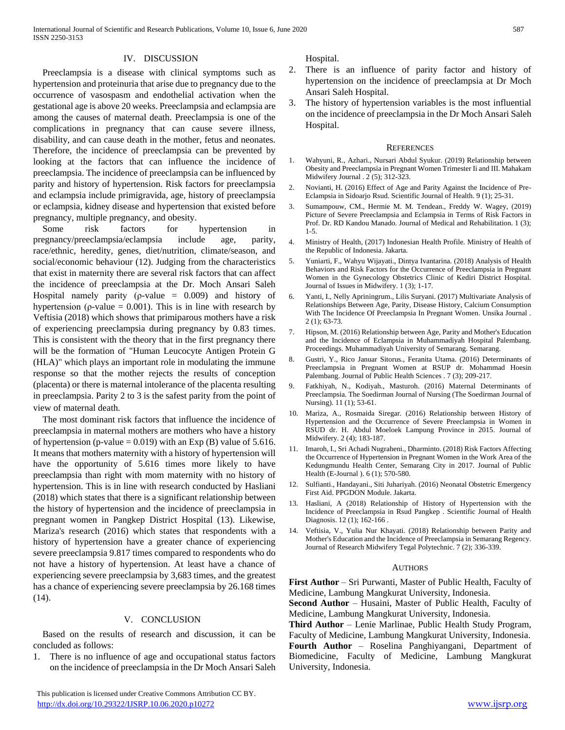## IV. DISCUSSION

Preeclampsia is a disease with clinical symptoms such as hypertension and proteinuria that arise due to pregnancy due to the occurrence of vasospasm and endothelial activation when the gestational age is above 20 weeks. Preeclampsia and eclampsia are among the causes of maternal death. Preeclampsia is one of the complications in pregnancy that can cause severe illness, disability, and can cause death in the mother, fetus and neonates. Therefore, the incidence of preeclampsia can be prevented by looking at the factors that can influence the incidence of preeclampsia. The incidence of preeclampsia can be influenced by parity and history of hypertension. Risk factors for preeclampsia and eclampsia include primigravida, age, history of preeclampsia or eclampsia, kidney disease and hypertension that existed before pregnancy, multiple pregnancy, and obesity.

Some risk factors for hypertension in pregnancy/preeclampsia/eclampsia include age, parity, race/ethnic, heredity, genes, diet/nutrition, climate/season, and social/economic behaviour (12). Judging from the characteristics that exist in maternity there are several risk factors that can affect the incidence of preeclampsia at the Dr. Moch Ansari Saleh Hospital namely parity (ρ-value = 0.009) and history of hypertension (ρ-value = 0.001). This is in line with research by Veftisia (2018) which shows that primiparous mothers have a risk of experiencing preeclampsia during pregnancy by 0.83 times. This is consistent with the theory that in the first pregnancy there will be the formation of "Human Leucocyte Antigen Protein G (HLA)" which plays an important role in modulating the immune response so that the mother rejects the results of conception (placenta) or there is maternal intolerance of the placenta resulting in preeclampsia. Parity 2 to 3 is the safest parity from the point of view of maternal death.

The most dominant risk factors that influence the incidence of preeclampsia in maternal mothers are mothers who have a history of hypertension (p-value = 0.019) with an Exp (B) value of 5.616. It means that mothers maternity with a history of hypertension will have the opportunity of 5.616 times more likely to have preeclampsia than right with mom maternity with no history of hypertension. This is in line with research conducted by Hasliani (2018) which states that there is a significant relationship between the history of hypertension and the incidence of preeclampsia in pregnant women in Pangkep District Hospital (13). Likewise, Mariza's research (2016) which states that respondents with a history of hypertension have a greater chance of experiencing severe preeclampsia 9.817 times compared to respondents who do not have a history of hypertension. At least have a chance of experiencing severe preeclampsia by 3,683 times, and the greatest has a chance of experiencing severe preeclampsia by 26.168 times (14).

## V. CONCLUSION

Based on the results of research and discussion, it can be concluded as follows:

1. There is no influence of age and occupational status factors on the incidence of preeclampsia in the Dr Moch Ansari Saleh Hospital.
2. There is an influence of parity factor and history of hypertension on the incidence of preeclampsia at Dr Moch Ansari Saleh Hospital.
3. The history of hypertension variables is the most influential on the incidence of preeclampsia in the Dr Moch Ansari Saleh Hospital.

## REFERENCES

1. Wahyuni, R., Azhari., Nursari Abdul Syukur. (2019) Relationship between Obesity and Preeclampsia in Pregnant Women Trimester Ii and III. Mahakam Midwifery Journal . 2 (5); 312-323.
2. Novianti, H. (2016) Effect of Age and Parity Against the Incidence of Pre-Eclampsia in Sidoarjo Rsud. Scientific Journal of Health. 9 (1); 25-31.
3. Sumampouw, CM., Hermie M. M. Tendean., Freddy W. Wagey, (2019) Picture of Severe Preeclampsia and Eclampsia in Terms of Risk Factors in Prof. Dr. RD Kandou Manado. Journal of Medical and Rehabilitation. 1 (3); 1-5.
4. Ministry of Health, (2017) Indonesian Health Profile. Ministry of Health of the Republic of Indonesia. Jakarta.
5. Yuniarti, F., Wahyu Wijayati., Dintya Ivantarina. (2018) Analysis of Health Behaviors and Risk Factors for the Occurrence of Preeclampsia in Pregnant Women in the Gynecology Obstetrics Clinic of Kediri District Hospital. Journal of Issues in Midwifery. 1 (3); 1-17.
6. Yanti, I., Nelly Apriningrum., Lilis Suryani. (2017) Multivariate Analysis of Relationships Between Age, Parity, Disease History, Calcium Consumption With The Incidence Of Preeclampsia In Pregnant Women. Unsika Journal . 2 (1); 63-73.
7. Hipson, M. (2016) Relationship between Age, Parity and Mother's Education and the Incidence of Eclampsia in Muhammadiyah Hospital Palembang. Proceedings. Muhammadiyah University of Semarang. Semarang.
8. Gustri, Y., Rico Januar Sitorus., Feranita Utama. (2016) Determinants of Preeclampsia in Pregnant Women at RSUP dr. Mohammad Hoesin Palembang. Journal of Public Health Sciences . 7 (3); 209-217.
9. Fatkhiyah, N., Kodiyah., Masturoh. (2016) Maternal Determinants of Preeclampsia. The Soedirman Journal of Nursing (The Soedirman Journal of Nursing). 11 (1); 53-61.
10. Mariza, A., Rosmaida Siregar. (2016) Relationship between History of Hypertension and the Occurrence of Severe Preeclampsia in Women in RSUD dr. H. Abdul Moeloek Lampung Province in 2015. Journal of Midwifery. 2 (4); 183-187.
11. Imaroh, I., Sri Achadi Nugraheni., Dharminto. (2018) Risk Factors Affecting the Occurrence of Hypertension in Pregnant Women in the Work Area of the Kedungmundu Health Center, Semarang City in 2017. Journal of Public Health (E-Journal ). 6 (1); 570-580.
12. Sulfianti., Handayani., Siti Juhariyah. (2016) Neonatal Obstetric Emergency First Aid. PPGDON Module. Jakarta.
13. Hasliani, A (2018) Relationship of History of Hypertension with the Incidence of Preeclampsia in Rsud Pangkep . Scientific Journal of Health Diagnosis. 12 (1); 162-166 .
14. Veftisia, V., Yulia Nur Khayati. (2018) Relationship between Parity and Mother's Education and the Incidence of Preeclampsia in Semarang Regency. Journal of Research Midwifery Tegal Polytechnic. 7 (2); 336-339.

## AUTHORS

**First Author** – Sri Purwanti, Master of Public Health, Faculty of Medicine, Lambung Mangkurat University, Indonesia.

**Second Author** – Husaini, Master of Public Health, Faculty of Medicine, Lambung Mangkurat University, Indonesia.

**Third Author** – Lenie Marlinae, Public Health Study Program, Faculty of Medicine, Lambung Mangkurat University, Indonesia.

**Fourth Author** – Roselina Panghiyangani, Department of Biomedicine, Faculty of Medicine, Lambung Mangkurat University, Indonesia.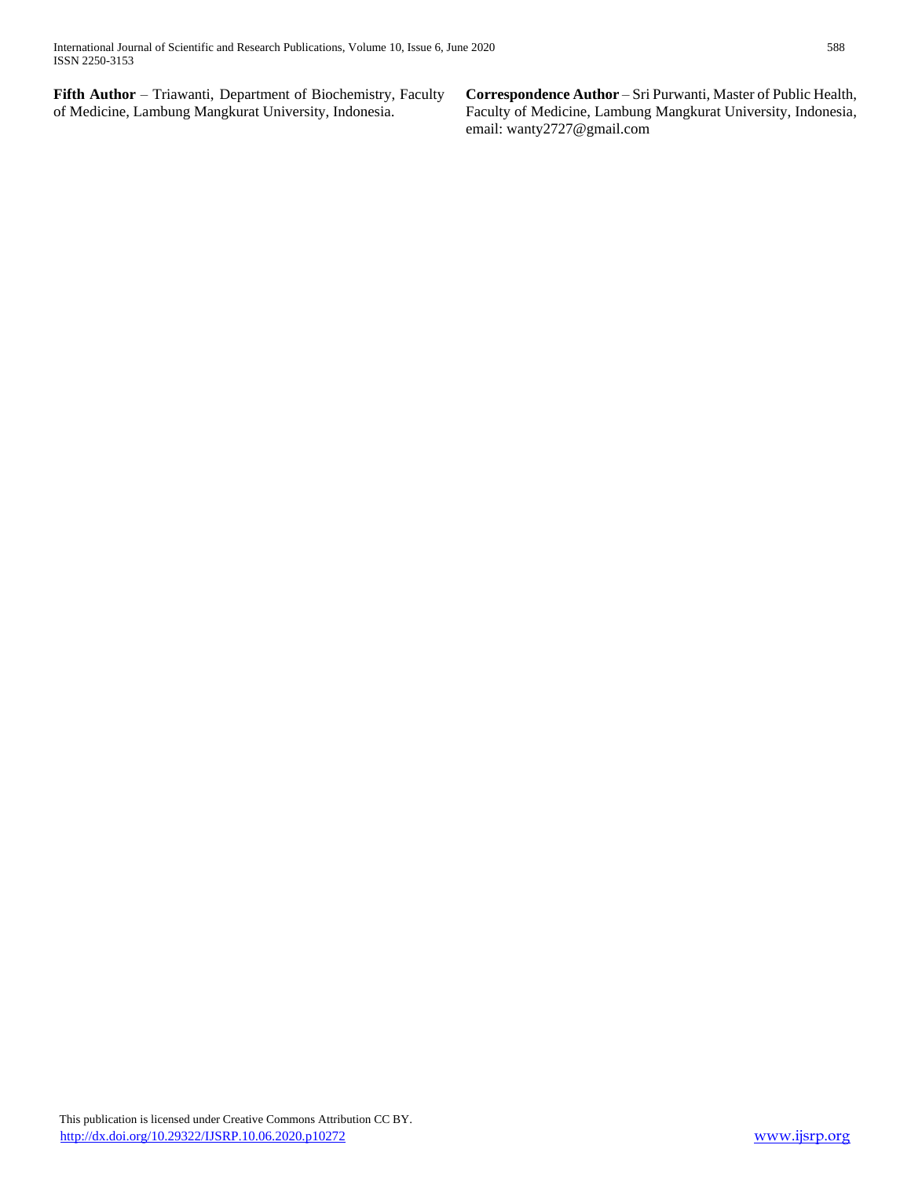**Fifth Author** – Triawanti, Department of Biochemistry, Faculty of Medicine, Lambung Mangkurat University, Indonesia.

**Correspondence Author** – Sri Purwanti, Master of Public Health, Faculty of Medicine, Lambung Mangkurat University, Indonesia, email: wanty2727@gmail.com